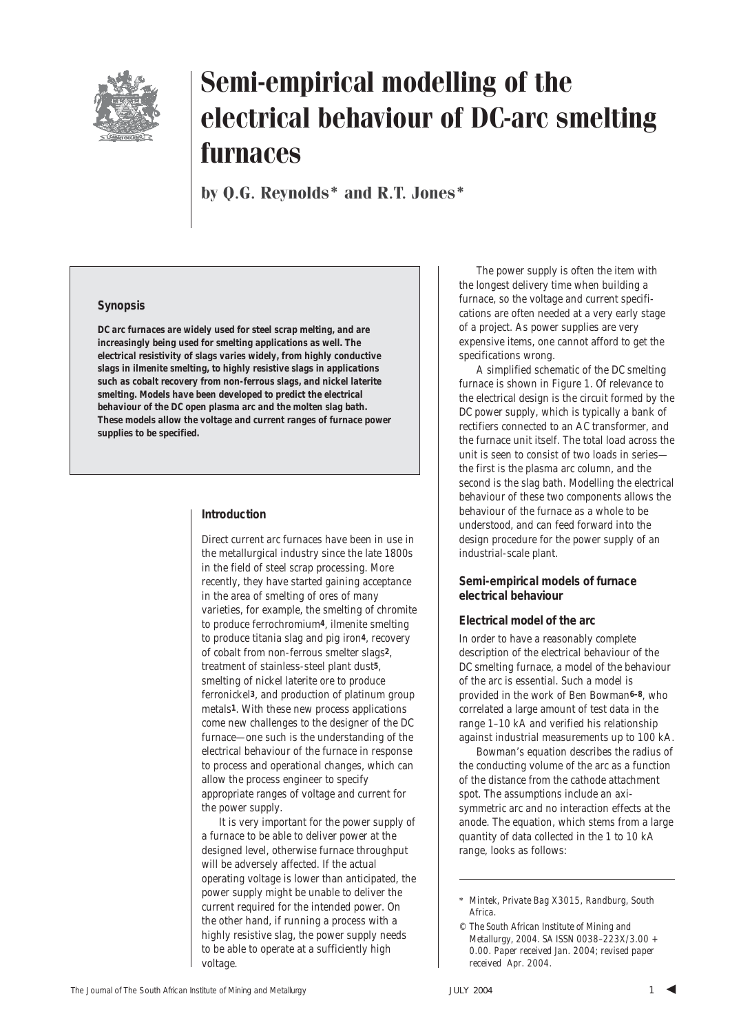# Semi-empirical modelling of the electrical behaviour of DC-arc smelting furnaces

**by Q.G. Reynolds* and R.T. Jones***

### Synopsis

**DC arc furnaces are widely used for steel scrap melting, and are increasingly being used for smelting applications as well. The electrical resistivity of slags varies widely, from highly conductive slags in ilmenite smelting, to highly resistive slags in applications such as cobalt recovery from non-ferrous slags, and nickel laterite smelting. Models have been developed to predict the electrical behaviour of the DC open plasma arc and the molten slag bath. These models allow the voltage and current ranges of furnace power supplies to be specified.**

## Introduction

Direct current arc furnaces have been in use in the metallurgical industry since the late 1800s in the field of steel scrap processing. More recently, they have started gaining acceptance in the area of smelting of ores of many varieties, for example, the smelting of chromite to produce ferrochromium[4], ilmenite smelting to produce titania slag and pig iron[4], recovery of cobalt from non-ferrous smelter slags[2], treatment of stainless-steel plant dust[5], smelting of nickel laterite ore to produce ferronickel[3], and production of platinum group metals[1]. With these new process applications come new challenges to the designer of the DC furnace—one such is the understanding of the electrical behaviour of the furnace in response to process and operational changes, which can allow the process engineer to specify appropriate ranges of voltage and current for the power supply.

It is very important for the power supply of a furnace to be able to deliver power at the designed level, otherwise furnace throughput will be adversely affected. If the actual operating voltage is lower than anticipated, the power supply might be unable to deliver the current required for the intended power. On the other hand, if running a process with a highly resistive slag, the power supply needs to be able to operate at a sufficiently high voltage.

The power supply is often the item with the longest delivery time when building a furnace, so the voltage and current specifications are often needed at a very early stage of a project. As power supplies are very expensive items, one cannot afford to get the specifications wrong.

A simplified schematic of the DC smelting furnace is shown in Figure 1. Of relevance to the electrical design is the circuit formed by the DC power supply, which is typically a bank of rectifiers connected to an AC transformer, and the furnace unit itself. The total load across the unit is seen to consist of two loads in series—the first is the plasma arc column, and the second is the slag bath. Modelling the electrical behaviour of these two components allows the behaviour of the furnace as a whole to be understood, and can feed forward into the design procedure for the power supply of an industrial-scale plant.

## Semi-empirical models of furnace electrical behaviour

### Electrical model of the arc

In order to have a reasonably complete description of the electrical behaviour of the DC smelting furnace, a model of the behaviour of the arc is essential. Such a model is provided in the work of Ben Bowman[6–8], who correlated a large amount of test data in the range 1–10 kA and verified his relationship against industrial measurements up to 100 kA.

Bowman's equation describes the radius of the conducting volume of the arc as a function of the distance from the cathode attachment spot. The assumptions include an axi-symmetric arc and no interaction effects at the anode. The equation, which stems from a large quantity of data collected in the 1 to 10 kA range, looks as follows:

---

\* Mintek, Private Bag X3015, Randburg, South Africa.

© The South African Institute of Mining and Metallurgy, 2004. SA ISSN 0038–223X/3.00 + 0.00. Paper received Jan. 2004; revised paper received Apr. 2004.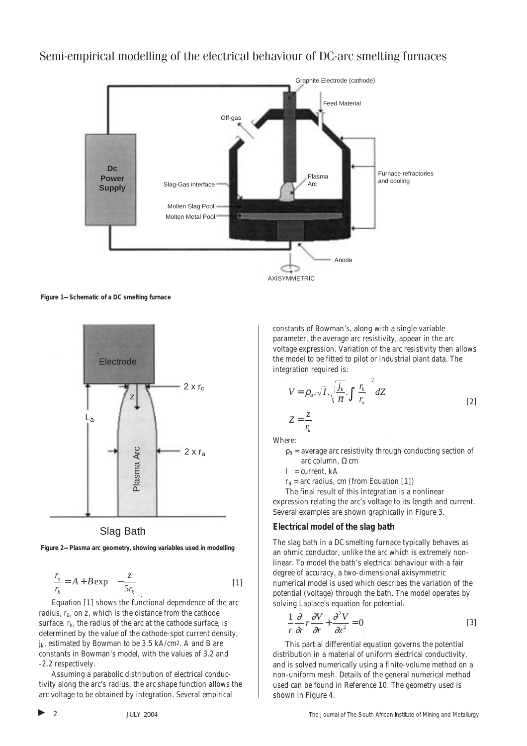Figure 1—Schematic of a DC smelting furnace

Figure 2—Plasma arc geometry, showing variables used in modelling

$$\frac{r_a}{r_k} = A + B\exp\left(-\frac{z}{5r_k}\right) \qquad [1]$$

Equation [1] shows the functional dependence of the arc radius, $r_a$, on $z$, which is the distance from the cathode surface. $r_k$, the radius of the arc at the cathode surface, is determined by the value of the cathode-spot current density, $j_k$, estimated by Bowman to be 3.5 kA/cm$^2$. A and B are constants in Bowman's model, with the values of 3.2 and -2.2 respectively.

Assuming a parabolic distribution of electrical conductivity along the arc's radius, the arc shape function allows the arc voltage to be obtained by integration. Several empirical constants of Bowman's, along with a single variable parameter, the average arc resistivity, appear in the arc voltage expression. Variation of the arc resistivity then allows the model to be fitted to pilot or industrial plant data. The integration required is:

$$V = \rho_a.\sqrt{I}.\sqrt{\frac{j_k}{\pi}}.\int \left(\frac{r_k}{r_a}\right)^2 dZ \qquad [2]$$

$$Z = \frac{z}{r_k}$$

Where:

$\rho_a$ = average arc resistivity through conducting section of arc column, Ω cm

$I$ = current, kA

$r_a$ = arc radius, cm (from Equation [1])

The final result of this integration is a nonlinear expression relating the arc's voltage to its length and current. Several examples are shown graphically in Figure 3.

## Electrical model of the slag bath

The slag bath in a DC smelting furnace typically behaves as an ohmic conductor, unlike the arc which is extremely non-linear. To model the bath's electrical behaviour with a fair degree of accuracy, a two-dimensional axisymmetric numerical model is used which describes the variation of the potential (voltage) through the bath. The model operates by solving Laplace's equation for potential.

$$\frac{1}{r}\frac{\partial}{\partial r}r\frac{\partial V}{\partial r} + \frac{\partial^2 V}{\partial z^2} = 0 \qquad [3]$$

This partial differential equation governs the potential distribution in a material of uniform electrical conductivity, and is solved numerically using a finite-volume method on a non-uniform mesh. Details of the general numerical method used can be found in Reference 10. The geometry used is shown in Figure 4.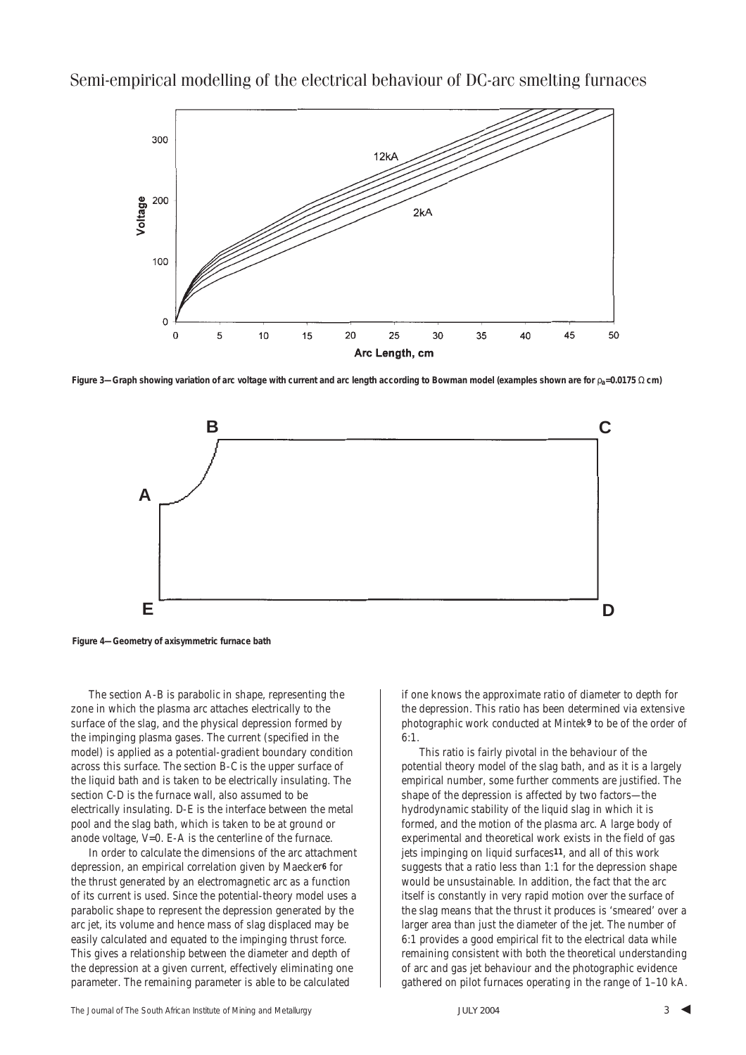Figure 3—Graph showing variation of arc voltage with current and arc length according to Bowman model (examples shown are for $\rho_a$=0.0175 Ω cm)

Figure 4—Geometry of axisymmetric furnace bath

The section A-B is parabolic in shape, representing the zone in which the plasma arc attaches electrically to the surface of the slag, and the physical depression formed by the impinging plasma gases. The current (specified in the model) is applied as a potential-gradient boundary condition across this surface. The section B-C is the upper surface of the liquid bath and is taken to be electrically insulating. The section C-D is the furnace wall, also assumed to be electrically insulating. D-E is the interface between the metal pool and the slag bath, which is taken to be at ground or anode voltage, V=0. E-A is the centerline of the furnace.

In order to calculate the dimensions of the arc attachment depression, an empirical correlation given by Maecker[6] for the thrust generated by an electromagnetic arc as a function of its current is used. Since the potential-theory model uses a parabolic shape to represent the depression generated by the arc jet, its volume and hence mass of slag displaced may be easily calculated and equated to the impinging thrust force. This gives a relationship between the diameter and depth of the depression at a given current, effectively eliminating one parameter. The remaining parameter is able to be calculated if one knows the approximate ratio of diameter to depth for the depression. This ratio has been determined via extensive photographic work conducted at Mintek[9] to be of the order of 6:1.

This ratio is fairly pivotal in the behaviour of the potential theory model of the slag bath, and as it is a largely empirical number, some further comments are justified. The shape of the depression is affected by two factors—the hydrodynamic stability of the liquid slag in which it is formed, and the motion of the plasma arc. A large body of experimental and theoretical work exists in the field of gas jets impinging on liquid surfaces[11], and all of this work suggests that a ratio less than 1:1 for the depression shape would be unsustainable. In addition, the fact that the arc itself is constantly in very rapid motion over the surface of the slag means that the thrust it produces is 'smeared' over a larger area than just the diameter of the jet. The number of 6:1 provides a good empirical fit to the electrical data while remaining consistent with both the theoretical understanding of arc and gas jet behaviour and the photographic evidence gathered on pilot furnaces operating in the range of 1–10 kA.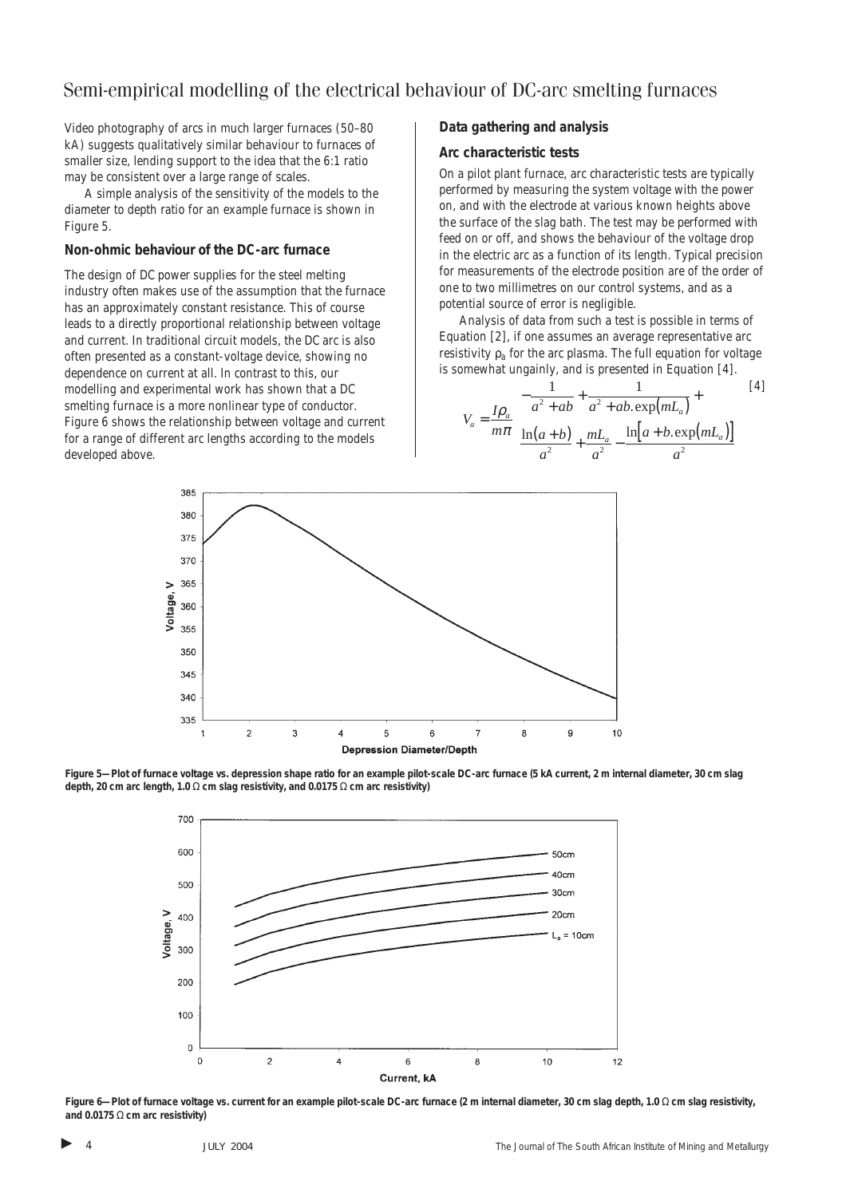Video photography of arcs in much larger furnaces (50–80 kA) suggests qualitatively similar behaviour to furnaces of smaller size, lending support to the idea that the 6:1 ratio may be consistent over a large range of scales.

A simple analysis of the sensitivity of the models to the diameter to depth ratio for an example furnace is shown in Figure 5.

### Non-ohmic behaviour of the DC-arc furnace

The design of DC power supplies for the steel melting industry often makes use of the assumption that the furnace has an approximately constant resistance. This of course leads to a directly proportional relationship between voltage and current. In traditional circuit models, the DC arc is also often presented as a constant-voltage device, showing no dependence on current at all. In contrast to this, our modelling and experimental work has shown that a DC smelting furnace is a more nonlinear type of conductor. Figure 6 shows the relationship between voltage and current for a range of different arc lengths according to the models developed above.

### Data gathering and analysis

### Arc characteristic tests

On a pilot plant furnace, arc characteristic tests are typically performed by measuring the system voltage with the power on, and with the electrode at various known heights above the surface of the slag bath. The test may be performed with feed on or off, and shows the behaviour of the voltage drop in the electric arc as a function of its length. Typical precision for measurements of the electrode position are of the order of one to two millimetres on our control systems, and as a potential source of error is negligible.

Analysis of data from such a test is possible in terms of Equation [2], if one assumes an average representative arc resistivity $\rho_a$ for the arc plasma. The full equation for voltage is somewhat ungainly, and is presented in Equation [4].

$$V_a = \frac{I\rho_a}{m\pi}\left[ -\frac{1}{a^2+ab} + \frac{1}{a^2+ab.\exp(mL_a)} + \frac{\ln(a+b)}{a^2} + \frac{mL_a}{a^2} - \frac{\ln\left[a+b.\exp(mL_a)\right]}{a^2} \right] \quad [4]$$

Figure 5—Plot of furnace voltage vs. depression shape ratio for an example pilot-scale DC-arc furnace (5 kA current, 2 m internal diameter, 30 cm slag depth, 20 cm arc length, 1.0 Ω cm slag resistivity, and 0.0175 Ω cm arc resistivity)

Figure 6—Plot of furnace voltage vs. current for an example pilot-scale DC-arc furnace (2 m internal diameter, 30 cm slag depth, 1.0 Ω cm slag resistivity, and 0.0175 Ω cm arc resistivity)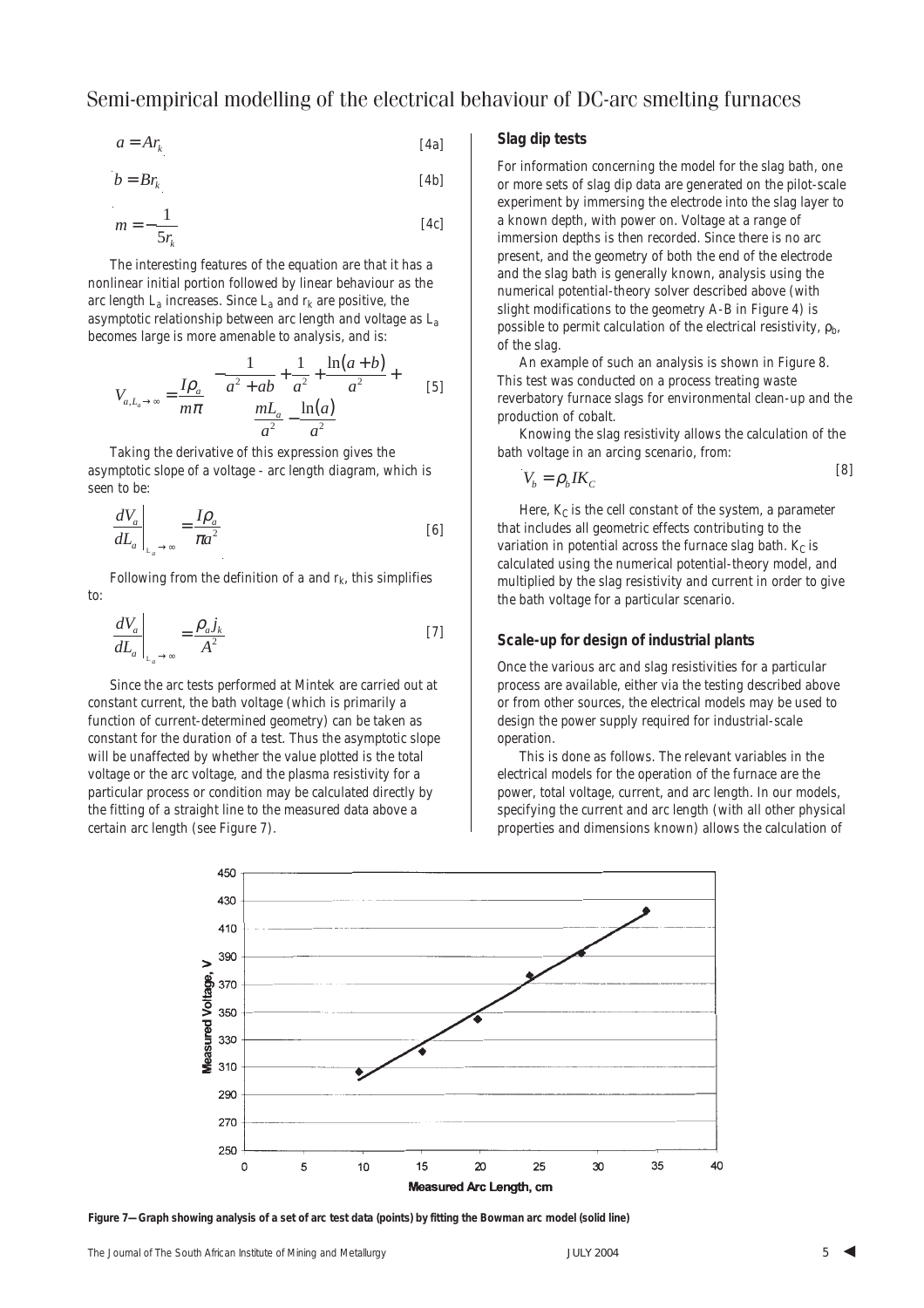$$a = Ar_k \quad [4a]$$

$$b = Br_k \quad [4b]$$

$$m = -\frac{1}{5r_k} \quad [4c]$$

The interesting features of the equation are that it has a nonlinear initial portion followed by linear behaviour as the arc length $L_a$ increases. Since $L_a$ and $r_k$ are positive, the asymptotic relationship between arc length and voltage as $L_a$ becomes large is more amenable to analysis, and is:

$$V_{a,L_a \to \infty} = \frac{I\rho_a}{m\pi} \left( -\frac{1}{a^2 + ab} + \frac{1}{a^2} + \frac{\ln(a+b)}{a^2} + \frac{mL_a}{a^2} - \frac{\ln(a)}{a^2} \right) \quad [5]$$

Taking the derivative of this expression gives the asymptotic slope of a voltage - arc length diagram, which is seen to be:

$$\left.\frac{dV_a}{dL_a}\right|_{L_a \to \infty} = \frac{I\rho_a}{\pi a^2} \quad [6]$$

Following from the definition of a and $r_k$, this simplifies to:

$$\left.\frac{dV_a}{dL_a}\right|_{L_a \to \infty} = \frac{\rho_a j_k}{A^2} \quad [7]$$

Since the arc tests performed at Mintek are carried out at constant current, the bath voltage (which is primarily a function of current-determined geometry) can be taken as constant for the duration of a test. Thus the asymptotic slope will be unaffected by whether the value plotted is the total voltage or the arc voltage, and the plasma resistivity for a particular process or condition may be calculated directly by the fitting of a straight line to the measured data above a certain arc length (see Figure 7).

### Slag dip tests

For information concerning the model for the slag bath, one or more sets of slag dip data are generated on the pilot-scale experiment by immersing the electrode into the slag layer to a known depth, with power on. Voltage at a range of immersion depths is then recorded. Since there is no arc present, and the geometry of both the end of the electrode and the slag bath is generally known, analysis using the numerical potential-theory solver described above (with slight modifications to the geometry A-B in Figure 4) is possible to permit calculation of the electrical resistivity, $\rho_b$, of the slag.

An example of such an analysis is shown in Figure 8. This test was conducted on a process treating waste reverbatory furnace slags for environmental clean-up and the production of cobalt.

Knowing the slag resistivity allows the calculation of the bath voltage in an arcing scenario, from:

$$V_b = \rho_b I K_C \quad [8]$$

Here, $K_C$ is the cell constant of the system, a parameter that includes all geometric effects contributing to the variation in potential across the furnace slag bath. $K_C$ is calculated using the numerical potential-theory model, and multiplied by the slag resistivity and current in order to give the bath voltage for a particular scenario.

### Scale-up for design of industrial plants

Once the various arc and slag resistivities for a particular process are available, either via the testing described above or from other sources, the electrical models may be used to design the power supply required for industrial-scale operation.

This is done as follows. The relevant variables in the electrical models for the operation of the furnace are the power, total voltage, current, and arc length. In our models, specifying the current and arc length (with all other physical properties and dimensions known) allows the calculation of

**Figure 7—Graph showing analysis of a set of arc test data (points) by fitting the Bowman arc model (solid line)**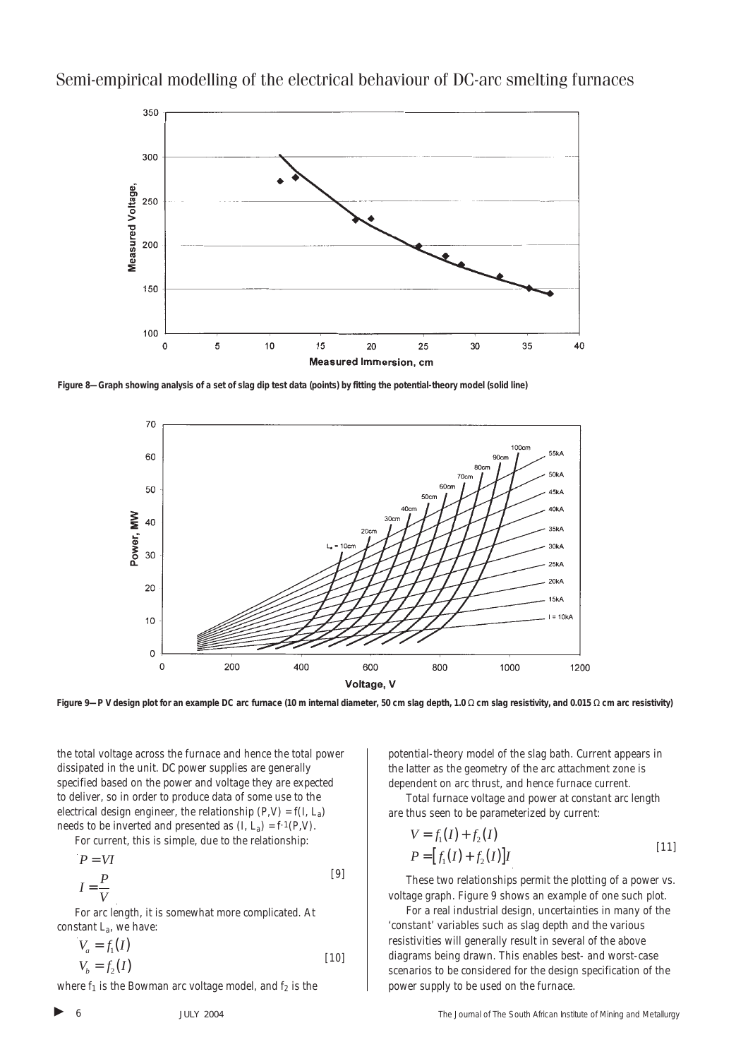Figure 8—Graph showing analysis of a set of slag dip test data (points) by fitting the potential-theory model (solid line)

Figure 9—P V design plot for an example DC arc furnace (10 m internal diameter, 50 cm slag depth, 1.0 Ω cm slag resistivity, and 0.015 Ω cm arc resistivity)

the total voltage across the furnace and hence the total power dissipated in the unit. DC power supplies are generally specified based on the power and voltage they are expected to deliver, so in order to produce data of some use to the electrical design engineer, the relationship $(P,V) = f(I, L_a)$ needs to be inverted and presented as $(I, L_a) = f^{-1}(P,V)$.

For current, this is simple, due to the relationship:

$$P = VI \qquad I = \frac{P}{V} \qquad [9]$$

For arc length, it is somewhat more complicated. At constant $L_a$, we have:

$$V_a = f_1(I) \qquad V_b = f_2(I) \qquad [10]$$

where $f_1$ is the Bowman arc voltage model, and $f_2$ is the potential-theory model of the slag bath. Current appears in the latter as the geometry of the arc attachment zone is dependent on arc thrust, and hence furnace current.

Total furnace voltage and power at constant arc length are thus seen to be parameterized by current:

$$V = f_1(I) + f_2(I) \qquad P = \left[f_1(I) + f_2(I)\right]I \qquad [11]$$

These two relationships permit the plotting of a power vs. voltage graph. Figure 9 shows an example of one such plot.

For a real industrial design, uncertainties in many of the 'constant' variables such as slag depth and the various resistivities will generally result in several of the above diagrams being drawn. This enables best- and worst-case scenarios to be considered for the design specification of the power supply to be used on the furnace.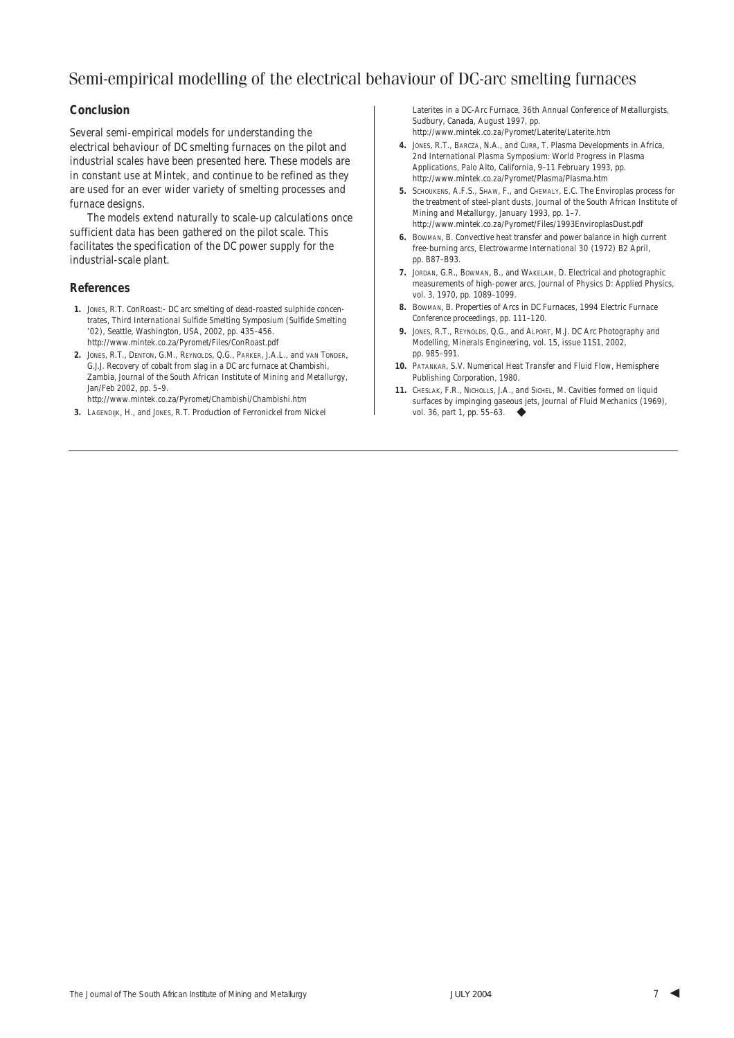## Conclusion

Several semi-empirical models for understanding the electrical behaviour of DC smelting furnaces on the pilot and industrial scales have been presented here. These models are in constant use at Mintek, and continue to be refined as they are used for an ever wider variety of smelting processes and furnace designs.

The models extend naturally to scale-up calculations once sufficient data has been gathered on the pilot scale. This facilitates the specification of the DC power supply for the industrial-scale plant.

## References

1. JONES, R.T. ConRoast:- DC arc smelting of dead-roasted sulphide concentrates, *Third International Sulfide Smelting Symposium (Sulfide Smelting '02)*, Seattle, Washington, USA, 2002, pp. 435–456. http://www.mintek.co.za/Pyromet/Files/ConRoast.pdf
2. JONES, R.T., DENTON, G.M., REYNOLDS, Q.G., PARKER, J.A.L., and VAN TONDER, G.J.J. Recovery of cobalt from slag in a DC arc furnace at Chambishi, Zambia, *Journal of the South African Institute of Mining and Metallurgy*, Jan/Feb 2002, pp. 5–9. http://www.mintek.co.za/Pyromet/Chambishi/Chambishi.htm
3. LAGENDIJK, H., and JONES, R.T. Production of Ferronickel from Nickel Laterites in a DC-Arc Furnace, *36th Annual Conference of Metallurgists*, Sudbury, Canada, August 1997, pp. http://www.mintek.co.za/Pyromet/Laterite/Laterite.htm
4. JONES, R.T., BARCZA, N.A., and CURR, T. Plasma Developments in Africa, *2nd International Plasma Symposium: World Progress in Plasma Applications*, Palo Alto, California, 9–11 February 1993, pp. http://www.mintek.co.za/Pyromet/Plasma/Plasma.htm
5. SCHOUKENS, A.F.S., SHAW, F., and CHEMALY, E.C. The Enviroplas process for the treatment of steel-plant dusts, *Journal of the South African Institute of Mining and Metallurgy*, January 1993, pp. 1–7. http://www.mintek.co.za/Pyromet/Files/1993EnviroplasDust.pdf
6. BOWMAN, B. Convective heat transfer and power balance in high current free-burning arcs, *Electrowarme International* 30 (1972) B2 April, pp. B87–B93.
7. JORDAN, G.R., BOWMAN, B., and WAKELAM, D. Electrical and photographic measurements of high-power arcs, *Journal of Physics D: Applied Physics*, vol. 3, 1970, pp. 1089–1099.
8. BOWMAN, B. Properties of Arcs in DC Furnaces, *1994 Electric Furnace Conference proceedings*, pp. 111–120.
9. JONES, R.T., REYNOLDS, Q.G., and ALPORT, M.J. DC Arc Photography and Modelling, *Minerals Engineering*, vol. 15, issue 11S1, 2002, pp. 985–991.
10. PATANKAR, S.V. *Numerical Heat Transfer and Fluid Flow*, Hemisphere Publishing Corporation, 1980.
11. CHESLAK, F.R., NICHOLLS, J.A., and SICHEL, M. Cavities formed on liquid surfaces by impinging gaseous jets, *Journal of Fluid Mechanics* (1969), vol. 36, part 1, pp. 55–63. ◆